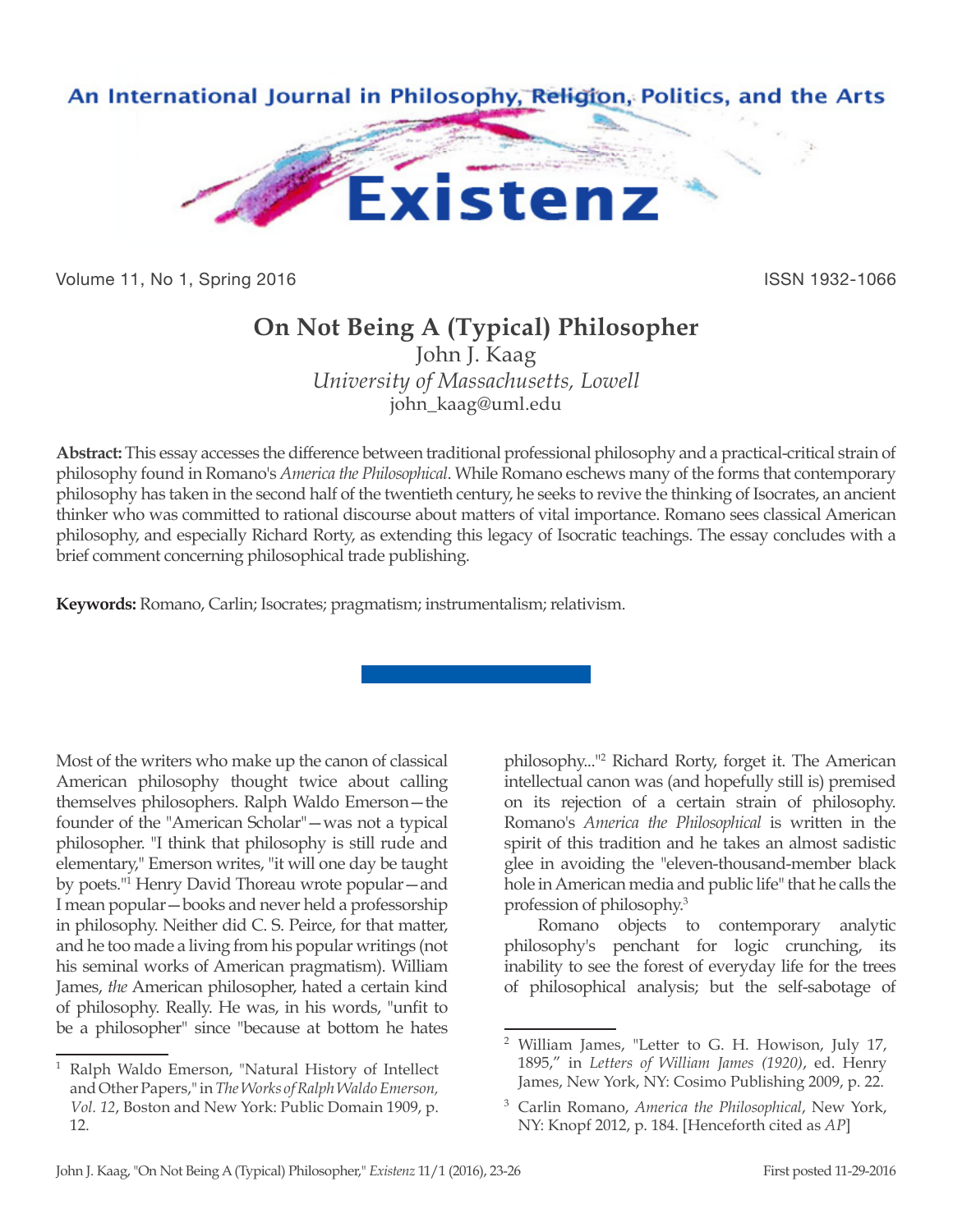# On Not Being A (Typical) Philosopher

John J. Kaag

*University of Massachusetts, Lowell*

john_kaag@uml.edu

**Abstract:** This essay accesses the difference between traditional professional philosophy and a practical-critical strain of philosophy found in Romano's *America the Philosophical*. While Romano eschews many of the forms that contemporary philosophy has taken in the second half of the twentieth century, he seeks to revive the thinking of Isocrates, an ancient thinker who was committed to rational discourse about matters of vital importance. Romano sees classical American philosophy, and especially Richard Rorty, as extending this legacy of Isocratic teachings. The essay concludes with a brief comment concerning philosophical trade publishing.

**Keywords:** Romano, Carlin; Isocrates; pragmatism; instrumentalism; relativism.

Most of the writers who make up the canon of classical American philosophy thought twice about calling themselves philosophers. Ralph Waldo Emerson—the founder of the "American Scholar"—was not a typical philosopher. "I think that philosophy is still rude and elementary," Emerson writes, "it will one day be taught by poets."[1] Henry David Thoreau wrote popular—and I mean popular—books and never held a professorship in philosophy. Neither did C. S. Peirce, for that matter, and he too made a living from his popular writings (not his seminal works of American pragmatism). William James, *the* American philosopher, hated a certain kind of philosophy. Really. He was, in his words, "unfit to be a philosopher" since "because at bottom he hates philosophy..."[2] Richard Rorty, forget it. The American intellectual canon was (and hopefully still is) premised on its rejection of a certain strain of philosophy. Romano's *America the Philosophical* is written in the spirit of this tradition and he takes an almost sadistic glee in avoiding the "eleven-thousand-member black hole in American media and public life" that he calls the profession of philosophy.[3]

Romano objects to contemporary analytic philosophy's penchant for logic crunching, its inability to see the forest of everyday life for the trees of philosophical analysis; but the self-sabotage of

---

[1] Ralph Waldo Emerson, "Natural History of Intellect and Other Papers," in *The Works of Ralph Waldo Emerson, Vol. 12*, Boston and New York: Public Domain 1909, p. 12.

[2] William James, "Letter to G. H. Howison, July 17, 1895," in *Letters of William James (1920)*, ed. Henry James, New York, NY: Cosimo Publishing 2009, p. 22.

[3] Carlin Romano, *America the Philosophical*, New York, NY: Knopf 2012, p. 184. [Henceforth cited as *AP*]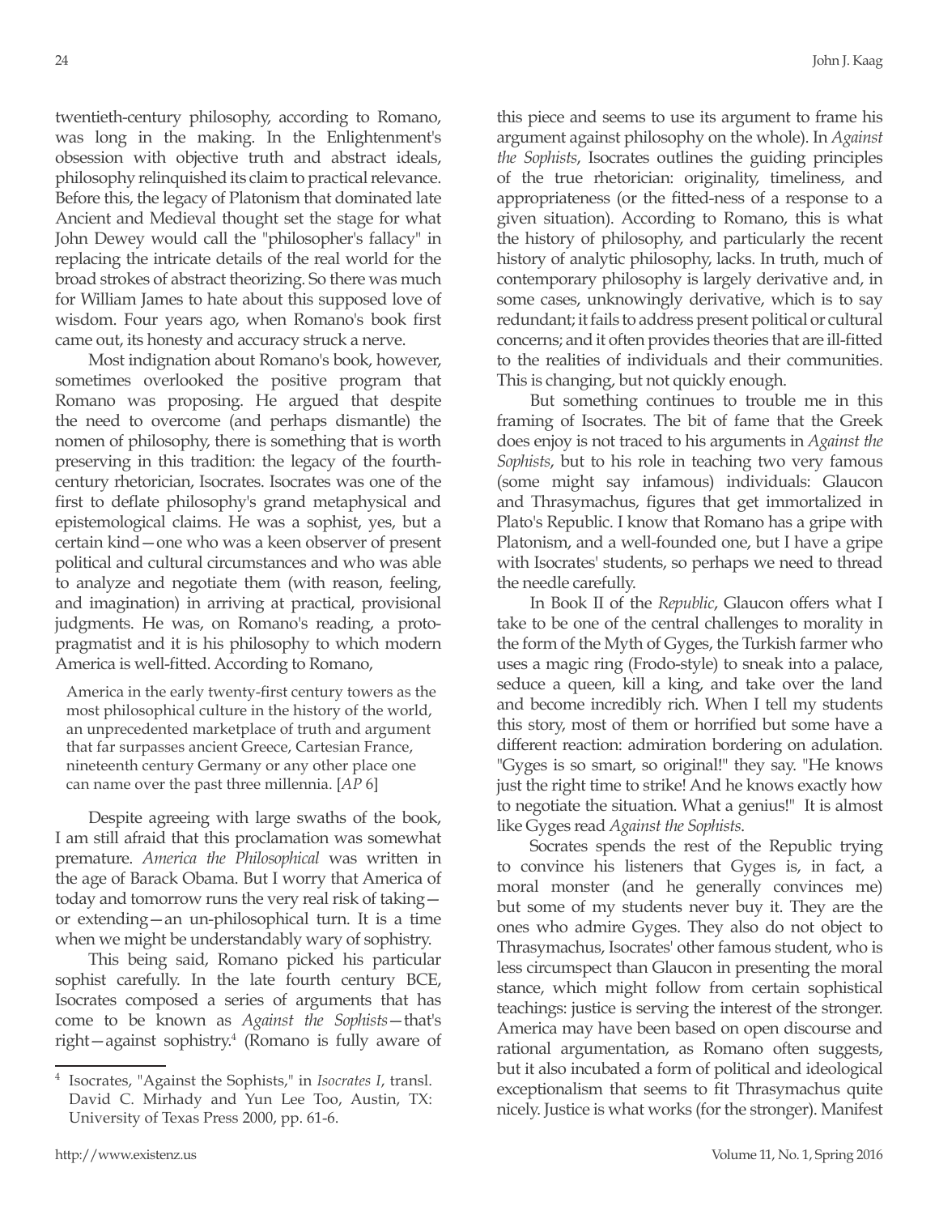twentieth-century philosophy, according to Romano, was long in the making. In the Enlightenment's obsession with objective truth and abstract ideals, philosophy relinquished its claim to practical relevance. Before this, the legacy of Platonism that dominated late Ancient and Medieval thought set the stage for what John Dewey would call the "philosopher's fallacy" in replacing the intricate details of the real world for the broad strokes of abstract theorizing. So there was much for William James to hate about this supposed love of wisdom. Four years ago, when Romano's book first came out, its honesty and accuracy struck a nerve.

Most indignation about Romano's book, however, sometimes overlooked the positive program that Romano was proposing. He argued that despite the need to overcome (and perhaps dismantle) the nomen of philosophy, there is something that is worth preserving in this tradition: the legacy of the fourth-century rhetorician, Isocrates. Isocrates was one of the first to deflate philosophy's grand metaphysical and epistemological claims. He was a sophist, yes, but a certain kind—one who was a keen observer of present political and cultural circumstances and who was able to analyze and negotiate them (with reason, feeling, and imagination) in arriving at practical, provisional judgments. He was, on Romano's reading, a proto-pragmatist and it is his philosophy to which modern America is well-fitted. According to Romano,

> America in the early twenty-first century towers as the most philosophical culture in the history of the world, an unprecedented marketplace of truth and argument that far surpasses ancient Greece, Cartesian France, nineteenth century Germany or any other place one can name over the past three millennia. [*AP* 6]

Despite agreeing with large swaths of the book, I am still afraid that this proclamation was somewhat premature. *America the Philosophical* was written in the age of Barack Obama. But I worry that America of today and tomorrow runs the very real risk of taking—or extending—an un-philosophical turn. It is a time when we might be understandably wary of sophistry.

This being said, Romano picked his particular sophist carefully. In the late fourth century BCE, Isocrates composed a series of arguments that has come to be known as *Against the Sophists*—that's right—against sophistry.[4] (Romano is fully aware of this piece and seems to use its argument to frame his argument against philosophy on the whole). In *Against the Sophists*, Isocrates outlines the guiding principles of the true rhetorician: originality, timeliness, and appropriateness (or the fitted-ness of a response to a given situation). According to Romano, this is what the history of philosophy, and particularly the recent history of analytic philosophy, lacks. In truth, much of contemporary philosophy is largely derivative and, in some cases, unknowingly derivative, which is to say redundant; it fails to address present political or cultural concerns; and it often provides theories that are ill-fitted to the realities of individuals and their communities. This is changing, but not quickly enough.

But something continues to trouble me in this framing of Isocrates. The bit of fame that the Greek does enjoy is not traced to his arguments in *Against the Sophists*, but to his role in teaching two very famous (some might say infamous) individuals: Glaucon and Thrasymachus, figures that get immortalized in Plato's Republic. I know that Romano has a gripe with Platonism, and a well-founded one, but I have a gripe with Isocrates' students, so perhaps we need to thread the needle carefully.

In Book II of the *Republic*, Glaucon offers what I take to be one of the central challenges to morality in the form of the Myth of Gyges, the Turkish farmer who uses a magic ring (Frodo-style) to sneak into a palace, seduce a queen, kill a king, and take over the land and become incredibly rich. When I tell my students this story, most of them or horrified but some have a different reaction: admiration bordering on adulation. "Gyges is so smart, so original!" they say. "He knows just the right time to strike! And he knows exactly how to negotiate the situation. What a genius!" It is almost like Gyges read *Against the Sophists*.

Socrates spends the rest of the Republic trying to convince his listeners that Gyges is, in fact, a moral monster (and he generally convinces me) but some of my students never buy it. They are the ones who admire Gyges. They also do not object to Thrasymachus, Isocrates' other famous student, who is less circumspect than Glaucon in presenting the moral stance, which might follow from certain sophistical teachings: justice is serving the interest of the stronger. America may have been based on open discourse and rational argumentation, as Romano often suggests, but it also incubated a form of political and ideological exceptionalism that seems to fit Thrasymachus quite nicely. Justice is what works (for the stronger). Manifest

[4] Isocrates, "Against the Sophists," in *Isocrates I*, transl. David C. Mirhady and Yun Lee Too, Austin, TX: University of Texas Press 2000, pp. 61-6.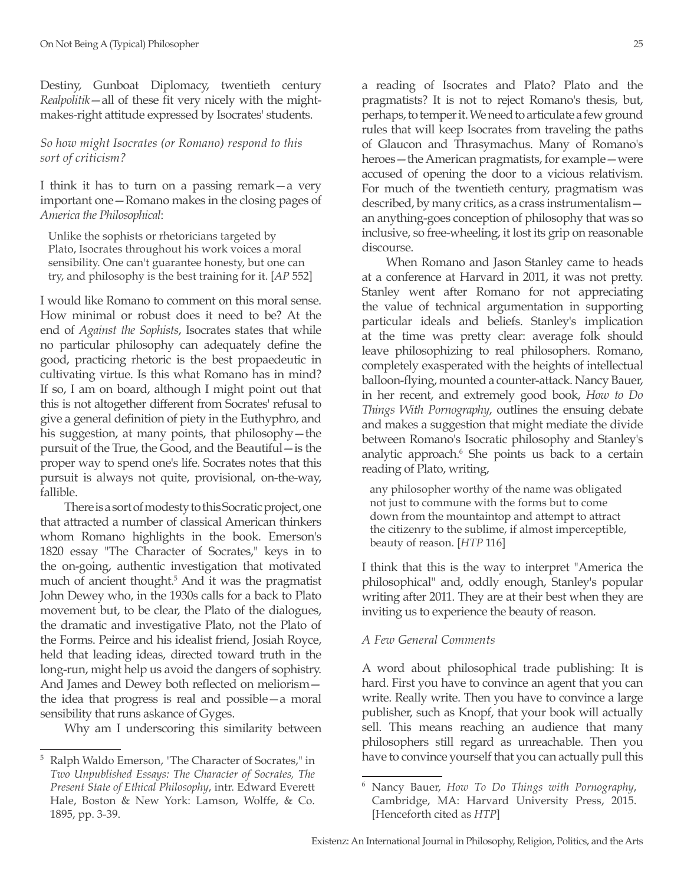Destiny, Gunboat Diplomacy, twentieth century *Realpolitik*—all of these fit very nicely with the might-makes-right attitude expressed by Isocrates' students.

*So how might Isocrates (or Romano) respond to this sort of criticism?*

I think it has to turn on a passing remark—a very important one—Romano makes in the closing pages of *America the Philosophical*:

> Unlike the sophists or rhetoricians targeted by Plato, Isocrates throughout his work voices a moral sensibility. One can't guarantee honesty, but one can try, and philosophy is the best training for it. [*AP* 552]

I would like Romano to comment on this moral sense. How minimal or robust does it need to be? At the end of *Against the Sophists*, Isocrates states that while no particular philosophy can adequately define the good, practicing rhetoric is the best propaedeutic in cultivating virtue. Is this what Romano has in mind? If so, I am on board, although I might point out that this is not altogether different from Socrates' refusal to give a general definition of piety in the Euthyphro, and his suggestion, at many points, that philosophy—the pursuit of the True, the Good, and the Beautiful—is the proper way to spend one's life. Socrates notes that this pursuit is always not quite, provisional, on-the-way, fallible.

There is a sort of modesty to this Socratic project, one that attracted a number of classical American thinkers whom Romano highlights in the book. Emerson's 1820 essay "The Character of Socrates," keys in to the on-going, authentic investigation that motivated much of ancient thought.[5] And it was the pragmatist John Dewey who, in the 1930s calls for a back to Plato movement but, to be clear, the Plato of the dialogues, the dramatic and investigative Plato, not the Plato of the Forms. Peirce and his idealist friend, Josiah Royce, held that leading ideas, directed toward truth in the long-run, might help us avoid the dangers of sophistry. And James and Dewey both reflected on meliorism—the idea that progress is real and possible—a moral sensibility that runs askance of Gyges.

Why am I underscoring this similarity between a reading of Isocrates and Plato? Plato and the pragmatists? It is not to reject Romano's thesis, but, perhaps, to temper it. We need to articulate a few ground rules that will keep Isocrates from traveling the paths of Glaucon and Thrasymachus. Many of Romano's heroes—the American pragmatists, for example—were accused of opening the door to a vicious relativism. For much of the twentieth century, pragmatism was described, by many critics, as a crass instrumentalism—an anything-goes conception of philosophy that was so inclusive, so free-wheeling, it lost its grip on reasonable discourse.

When Romano and Jason Stanley came to heads at a conference at Harvard in 2011, it was not pretty. Stanley went after Romano for not appreciating the value of technical argumentation in supporting particular ideals and beliefs. Stanley's implication at the time was pretty clear: average folk should leave philosophizing to real philosophers. Romano, completely exasperated with the heights of intellectual balloon-flying, mounted a counter-attack. Nancy Bauer, in her recent, and extremely good book, *How to Do Things With Pornography*, outlines the ensuing debate and makes a suggestion that might mediate the divide between Romano's Isocratic philosophy and Stanley's analytic approach.[6] She points us back to a certain reading of Plato, writing,

> any philosopher worthy of the name was obligated not just to commune with the forms but to come down from the mountaintop and attempt to attract the citizenry to the sublime, if almost imperceptible, beauty of reason. [*HTP* 116]

I think that this is the way to interpret "America the philosophical" and, oddly enough, Stanley's popular writing after 2011. They are at their best when they are inviting us to experience the beauty of reason.

### *A Few General Comments*

A word about philosophical trade publishing: It is hard. First you have to convince an agent that you can write. Really write. Then you have to convince a large publisher, such as Knopf, that your book will actually sell. This means reaching an audience that many philosophers still regard as unreachable. Then you have to convince yourself that you can actually pull this

---

[5] Ralph Waldo Emerson, "The Character of Socrates," in *Two Unpublished Essays: The Character of Socrates, The Present State of Ethical Philosophy*, intr. Edward Everett Hale, Boston & New York: Lamson, Wolffe, & Co. 1895, pp. 3-39.

[6] Nancy Bauer, *How To Do Things with Pornography*, Cambridge, MA: Harvard University Press, 2015. [Henceforth cited as *HTP*]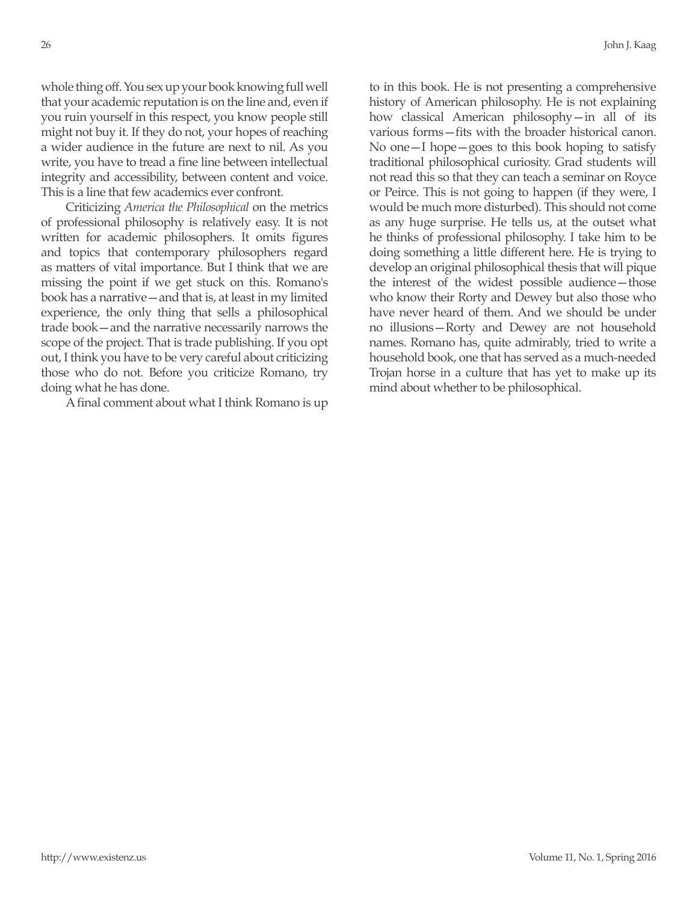whole thing off. You sex up your book knowing full well that your academic reputation is on the line and, even if you ruin yourself in this respect, you know people still might not buy it. If they do not, your hopes of reaching a wider audience in the future are next to nil. As you write, you have to tread a fine line between intellectual integrity and accessibility, between content and voice. This is a line that few academics ever confront.

Criticizing *America the Philosophical* on the metrics of professional philosophy is relatively easy. It is not written for academic philosophers. It omits figures and topics that contemporary philosophers regard as matters of vital importance. But I think that we are missing the point if we get stuck on this. Romano's book has a narrative—and that is, at least in my limited experience, the only thing that sells a philosophical trade book—and the narrative necessarily narrows the scope of the project. That is trade publishing. If you opt out, I think you have to be very careful about criticizing those who do not. Before you criticize Romano, try doing what he has done.

A final comment about what I think Romano is up to in this book. He is not presenting a comprehensive history of American philosophy. He is not explaining how classical American philosophy—in all of its various forms—fits with the broader historical canon. No one—I hope—goes to this book hoping to satisfy traditional philosophical curiosity. Grad students will not read this so that they can teach a seminar on Royce or Peirce. This is not going to happen (if they were, I would be much more disturbed). This should not come as any huge surprise. He tells us, at the outset what he thinks of professional philosophy. I take him to be doing something a little different here. He is trying to develop an original philosophical thesis that will pique the interest of the widest possible audience—those who know their Rorty and Dewey but also those who have never heard of them. And we should be under no illusions—Rorty and Dewey are not household names. Romano has, quite admirably, tried to write a household book, one that has served as a much-needed Trojan horse in a culture that has yet to make up its mind about whether to be philosophical.